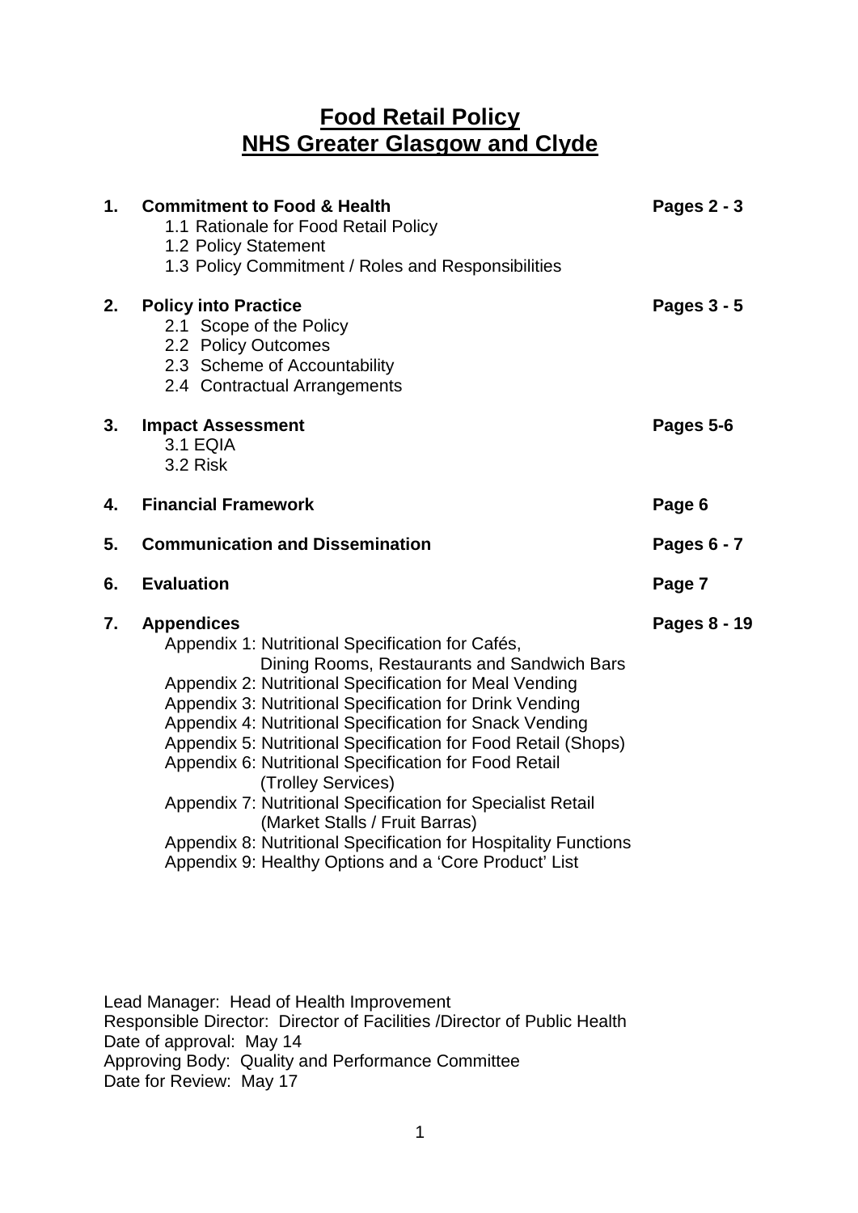# Food Retail Policy
# NHS Greater Glasgow and Clyde

| | | |
|---|---|---|
| **1.** | **Commitment to Food & Health**<br>1.1 Rationale for Food Retail Policy<br>1.2 Policy Statement<br>1.3 Policy Commitment / Roles and Responsibilities | **Pages 2 - 3** |
| **2.** | **Policy into Practice**<br>2.1 Scope of the Policy<br>2.2 Policy Outcomes<br>2.3 Scheme of Accountability<br>2.4 Contractual Arrangements | **Pages 3 - 5** |
| **3.** | **Impact Assessment**<br>3.1 EQIA<br>3.2 Risk | **Pages 5-6** |
| **4.** | **Financial Framework** | **Page 6** |
| **5.** | **Communication and Dissemination** | **Pages 6 - 7** |
| **6.** | **Evaluation** | **Page 7** |
| **7.** | **Appendices**<br>Appendix 1: Nutritional Specification for Cafés, Dining Rooms, Restaurants and Sandwich Bars<br>Appendix 2: Nutritional Specification for Meal Vending<br>Appendix 3: Nutritional Specification for Drink Vending<br>Appendix 4: Nutritional Specification for Snack Vending<br>Appendix 5: Nutritional Specification for Food Retail (Shops)<br>Appendix 6: Nutritional Specification for Food Retail (Trolley Services)<br>Appendix 7: Nutritional Specification for Specialist Retail (Market Stalls / Fruit Barras)<br>Appendix 8: Nutritional Specification for Hospitality Functions<br>Appendix 9: Healthy Options and a 'Core Product' List | **Pages 8 - 19** |

Lead Manager: Head of Health Improvement
Responsible Director: Director of Facilities /Director of Public Health
Date of approval: May 14
Approving Body: Quality and Performance Committee
Date for Review: May 17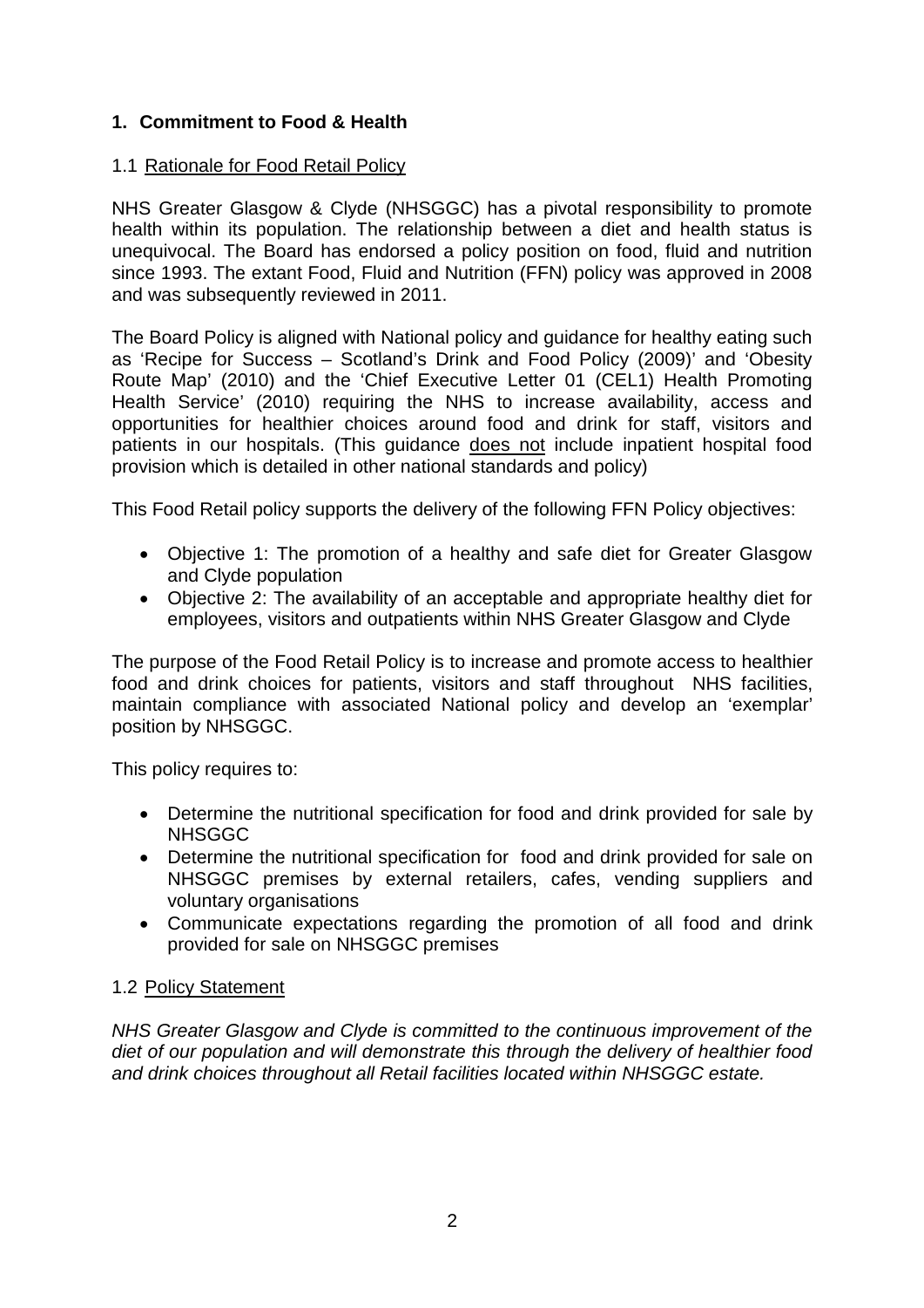## 1. Commitment to Food & Health

### 1.1 Rationale for Food Retail Policy

NHS Greater Glasgow & Clyde (NHSGGC) has a pivotal responsibility to promote health within its population. The relationship between a diet and health status is unequivocal. The Board has endorsed a policy position on food, fluid and nutrition since 1993. The extant Food, Fluid and Nutrition (FFN) policy was approved in 2008 and was subsequently reviewed in 2011.

The Board Policy is aligned with National policy and guidance for healthy eating such as 'Recipe for Success – Scotland's Drink and Food Policy (2009)' and 'Obesity Route Map' (2010) and the 'Chief Executive Letter 01 (CEL1) Health Promoting Health Service' (2010) requiring the NHS to increase availability, access and opportunities for healthier choices around food and drink for staff, visitors and patients in our hospitals. (This guidance does not include inpatient hospital food provision which is detailed in other national standards and policy)

This Food Retail policy supports the delivery of the following FFN Policy objectives:

- Objective 1: The promotion of a healthy and safe diet for Greater Glasgow and Clyde population
- Objective 2: The availability of an acceptable and appropriate healthy diet for employees, visitors and outpatients within NHS Greater Glasgow and Clyde

The purpose of the Food Retail Policy is to increase and promote access to healthier food and drink choices for patients, visitors and staff throughout NHS facilities, maintain compliance with associated National policy and develop an 'exemplar' position by NHSGGC.

This policy requires to:

- Determine the nutritional specification for food and drink provided for sale by NHSGGC
- Determine the nutritional specification for food and drink provided for sale on NHSGGC premises by external retailers, cafes, vending suppliers and voluntary organisations
- Communicate expectations regarding the promotion of all food and drink provided for sale on NHSGGC premises

### 1.2 Policy Statement

*NHS Greater Glasgow and Clyde is committed to the continuous improvement of the diet of our population and will demonstrate this through the delivery of healthier food and drink choices throughout all Retail facilities located within NHSGGC estate.*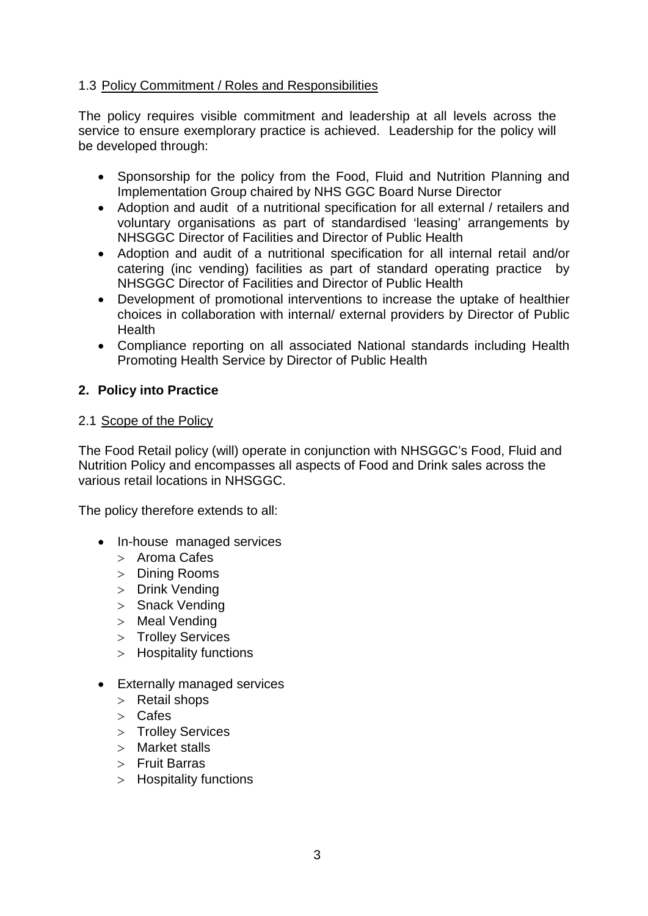### 1.3 Policy Commitment / Roles and Responsibilities

The policy requires visible commitment and leadership at all levels across the service to ensure exemplary practice is achieved. Leadership for the policy will be developed through:

- Sponsorship for the policy from the Food, Fluid and Nutrition Planning and Implementation Group chaired by NHS GGC Board Nurse Director
- Adoption and audit of a nutritional specification for all external / retailers and voluntary organisations as part of standardised 'leasing' arrangements by NHSGGC Director of Facilities and Director of Public Health
- Adoption and audit of a nutritional specification for all internal retail and/or catering (inc vending) facilities as part of standard operating practice by NHSGGC Director of Facilities and Director of Public Health
- Development of promotional interventions to increase the uptake of healthier choices in collaboration with internal/ external providers by Director of Public Health
- Compliance reporting on all associated National standards including Health Promoting Health Service by Director of Public Health

## 2. Policy into Practice

### 2.1 Scope of the Policy

The Food Retail policy (will) operate in conjunction with NHSGGC's Food, Fluid and Nutrition Policy and encompasses all aspects of Food and Drink sales across the various retail locations in NHSGGC.

The policy therefore extends to all:

- In-house managed services
  - Aroma Cafes
  - Dining Rooms
  - Drink Vending
  - Snack Vending
  - Meal Vending
  - Trolley Services
  - Hospitality functions
- Externally managed services
  - Retail shops
  - Cafes
  - Trolley Services
  - Market stalls
  - Fruit Barras
  - Hospitality functions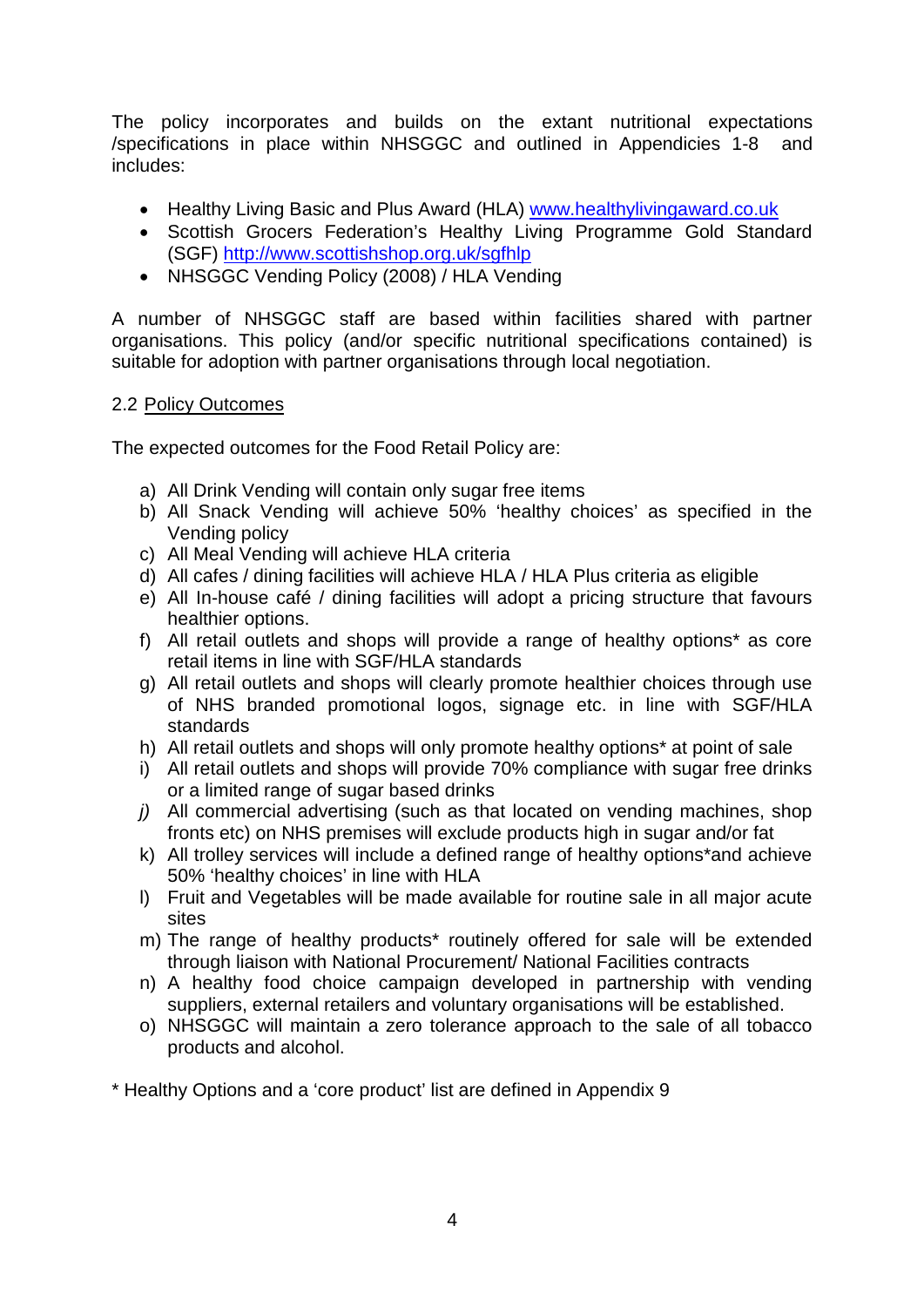The policy incorporates and builds on the extant nutritional expectations /specifications in place within NHSGGC and outlined in Appendicies 1-8 and includes:

- Healthy Living Basic and Plus Award (HLA) [www.healthylivingaward.co.uk](http://www.healthylivingaward.co.uk)
- Scottish Grocers Federation's Healthy Living Programme Gold Standard (SGF) [http://www.scottishshop.org.uk/sgfhlp](http://www.scottishshop.org.uk/sgfhlp)
- NHSGGC Vending Policy (2008) / HLA Vending

A number of NHSGGC staff are based within facilities shared with partner organisations. This policy (and/or specific nutritional specifications contained) is suitable for adoption with partner organisations through local negotiation.

### 2.2 Policy Outcomes

The expected outcomes for the Food Retail Policy are:

a) All Drink Vending will contain only sugar free items
b) All Snack Vending will achieve 50% 'healthy choices' as specified in the Vending policy
c) All Meal Vending will achieve HLA criteria
d) All cafes / dining facilities will achieve HLA / HLA Plus criteria as eligible
e) All In-house café / dining facilities will adopt a pricing structure that favours healthier options.
f) All retail outlets and shops will provide a range of healthy options* as core retail items in line with SGF/HLA standards
g) All retail outlets and shops will clearly promote healthier choices through use of NHS branded promotional logos, signage etc. in line with SGF/HLA standards
h) All retail outlets and shops will only promote healthy options* at point of sale
i) All retail outlets and shops will provide 70% compliance with sugar free drinks or a limited range of sugar based drinks
*j)* All commercial advertising (such as that located on vending machines, shop fronts etc) on NHS premises will exclude products high in sugar and/or fat
k) All trolley services will include a defined range of healthy options*and achieve 50% 'healthy choices' in line with HLA
l) Fruit and Vegetables will be made available for routine sale in all major acute sites
m) The range of healthy products* routinely offered for sale will be extended through liaison with National Procurement/ National Facilities contracts
n) A healthy food choice campaign developed in partnership with vending suppliers, external retailers and voluntary organisations will be established.
o) NHSGGC will maintain a zero tolerance approach to the sale of all tobacco products and alcohol.

\* Healthy Options and a 'core product' list are defined in Appendix 9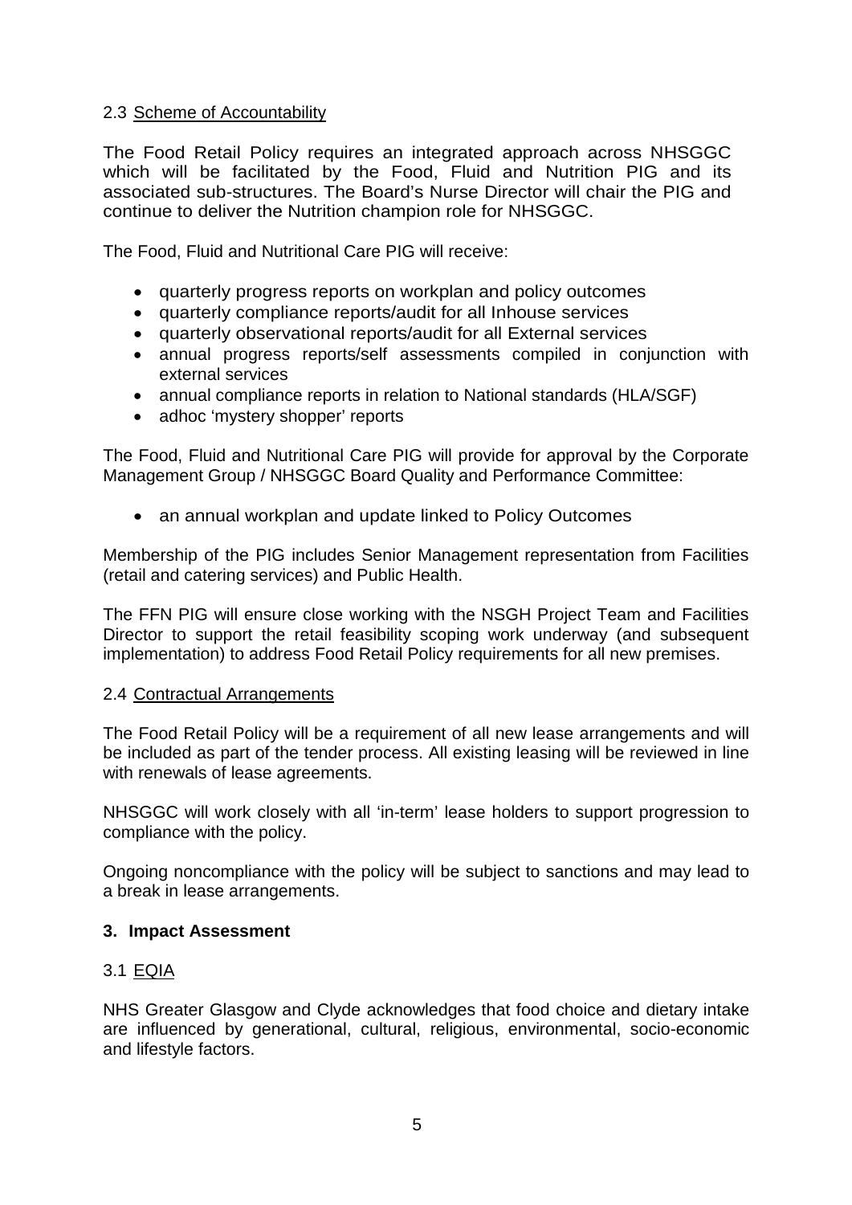### 2.3 Scheme of Accountability

The Food Retail Policy requires an integrated approach across NHSGGC which will be facilitated by the Food, Fluid and Nutrition PIG and its associated sub-structures. The Board's Nurse Director will chair the PIG and continue to deliver the Nutrition champion role for NHSGGC.

The Food, Fluid and Nutritional Care PIG will receive:

- quarterly progress reports on workplan and policy outcomes
- quarterly compliance reports/audit for all Inhouse services
- quarterly observational reports/audit for all External services
- annual progress reports/self assessments compiled in conjunction with external services
- annual compliance reports in relation to National standards (HLA/SGF)
- adhoc 'mystery shopper' reports

The Food, Fluid and Nutritional Care PIG will provide for approval by the Corporate Management Group / NHSGGC Board Quality and Performance Committee:

- an annual workplan and update linked to Policy Outcomes

Membership of the PIG includes Senior Management representation from Facilities (retail and catering services) and Public Health.

The FFN PIG will ensure close working with the NSGH Project Team and Facilities Director to support the retail feasibility scoping work underway (and subsequent implementation) to address Food Retail Policy requirements for all new premises.

### 2.4 Contractual Arrangements

The Food Retail Policy will be a requirement of all new lease arrangements and will be included as part of the tender process. All existing leasing will be reviewed in line with renewals of lease agreements.

NHSGGC will work closely with all 'in-term' lease holders to support progression to compliance with the policy.

Ongoing noncompliance with the policy will be subject to sanctions and may lead to a break in lease arrangements.

## 3. Impact Assessment

### 3.1 EQIA

NHS Greater Glasgow and Clyde acknowledges that food choice and dietary intake are influenced by generational, cultural, religious, environmental, socio-economic and lifestyle factors.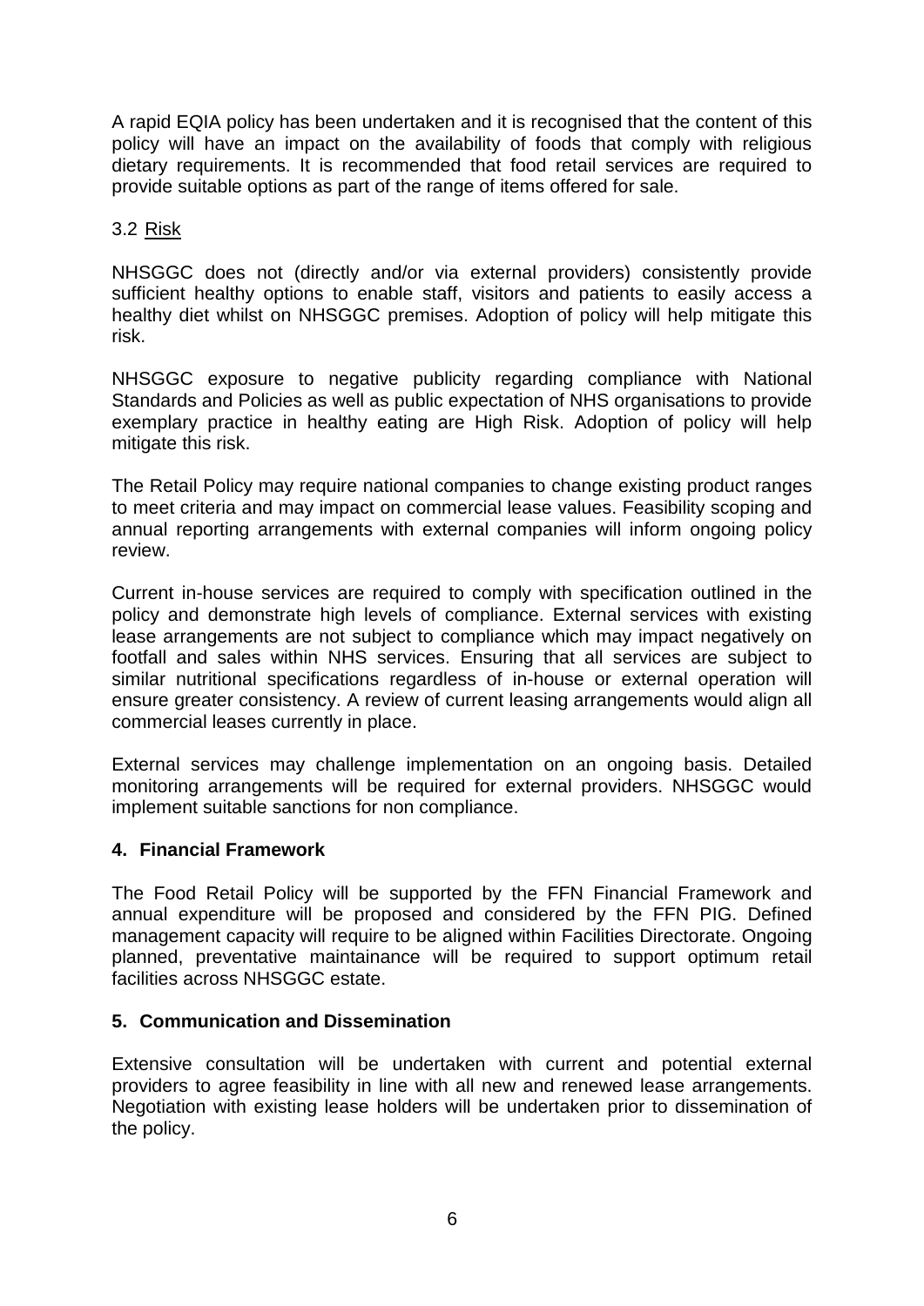A rapid EQIA policy has been undertaken and it is recognised that the content of this policy will have an impact on the availability of foods that comply with religious dietary requirements. It is recommended that food retail services are required to provide suitable options as part of the range of items offered for sale.

3.2 Risk

NHSGGC does not (directly and/or via external providers) consistently provide sufficient healthy options to enable staff, visitors and patients to easily access a healthy diet whilst on NHSGGC premises. Adoption of policy will help mitigate this risk.

NHSGGC exposure to negative publicity regarding compliance with National Standards and Policies as well as public expectation of NHS organisations to provide exemplary practice in healthy eating are High Risk. Adoption of policy will help mitigate this risk.

The Retail Policy may require national companies to change existing product ranges to meet criteria and may impact on commercial lease values. Feasibility scoping and annual reporting arrangements with external companies will inform ongoing policy review.

Current in-house services are required to comply with specification outlined in the policy and demonstrate high levels of compliance. External services with existing lease arrangements are not subject to compliance which may impact negatively on footfall and sales within NHS services. Ensuring that all services are subject to similar nutritional specifications regardless of in-house or external operation will ensure greater consistency. A review of current leasing arrangements would align all commercial leases currently in place.

External services may challenge implementation on an ongoing basis. Detailed monitoring arrangements will be required for external providers. NHSGGC would implement suitable sanctions for non compliance.

## 4. Financial Framework

The Food Retail Policy will be supported by the FFN Financial Framework and annual expenditure will be proposed and considered by the FFN PIG. Defined management capacity will require to be aligned within Facilities Directorate. Ongoing planned, preventative maintainance will be required to support optimum retail facilities across NHSGGC estate.

## 5. Communication and Dissemination

Extensive consultation will be undertaken with current and potential external providers to agree feasibility in line with all new and renewed lease arrangements. Negotiation with existing lease holders will be undertaken prior to dissemination of the policy.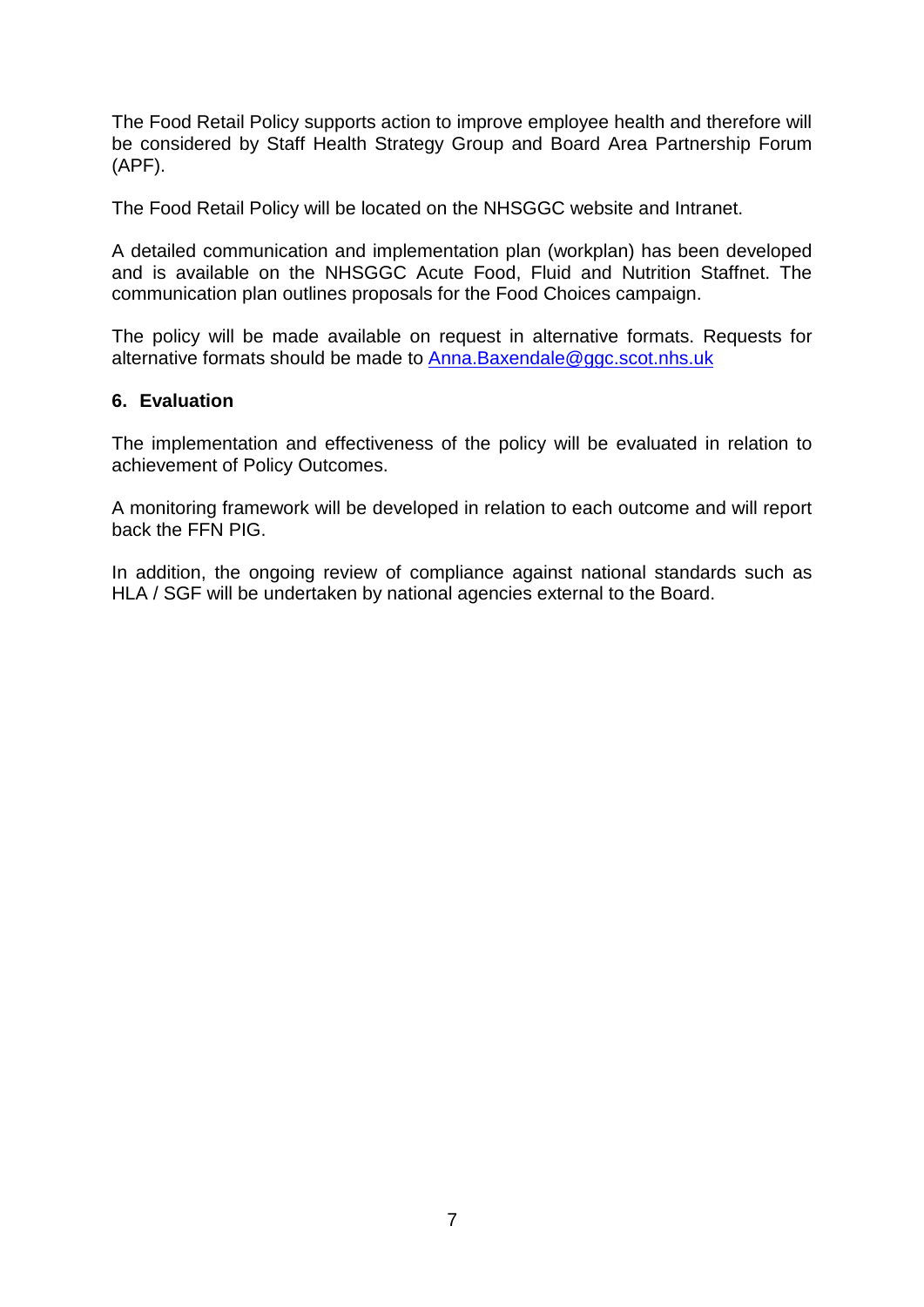The Food Retail Policy supports action to improve employee health and therefore will be considered by Staff Health Strategy Group and Board Area Partnership Forum (APF).

The Food Retail Policy will be located on the NHSGGC website and Intranet.

A detailed communication and implementation plan (workplan) has been developed and is available on the NHSGGC Acute Food, Fluid and Nutrition Staffnet. The communication plan outlines proposals for the Food Choices campaign.

The policy will be made available on request in alternative formats. Requests for alternative formats should be made to Anna.Baxendale@ggc.scot.nhs.uk

## 6. Evaluation

The implementation and effectiveness of the policy will be evaluated in relation to achievement of Policy Outcomes.

A monitoring framework will be developed in relation to each outcome and will report back the FFN PIG.

In addition, the ongoing review of compliance against national standards such as HLA / SGF will be undertaken by national agencies external to the Board.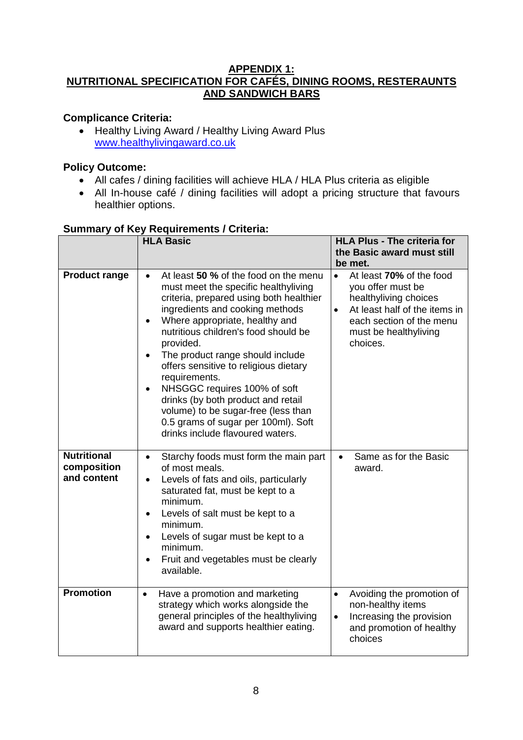## APPENDIX 1:
## NUTRITIONAL SPECIFICATION FOR CAFÉS, DINING ROOMS, RESTERAUNTS AND SANDWICH BARS

**Complicance Criteria:**

- Healthy Living Award / Healthy Living Award Plus www.healthylivingaward.co.uk

**Policy Outcome:**

- All cafes / dining facilities will achieve HLA / HLA Plus criteria as eligible
- All In-house café / dining facilities will adopt a pricing structure that favours healthier options.

**Summary of Key Requirements / Criteria:**

| | **HLA Basic** | **HLA Plus - The criteria for the Basic award must still be met.** |
|---|---|---|
| **Product range** | • At least **50 %** of the food on the menu must meet the specific healthyliving criteria, prepared using both healthier ingredients and cooking methods<br>• Where appropriate, healthy and nutritious children's food should be provided.<br>• The product range should include offers sensitive to religious dietary requirements.<br>• NHSGGC requires 100% of soft drinks (by both product and retail volume) to be sugar-free (less than 0.5 grams of sugar per 100ml). Soft drinks include flavoured waters. | • At least **70%** of the food you offer must be healthyliving choices<br>• At least half of the items in each section of the menu must be healthyliving choices. |
| **Nutritional composition and content** | • Starchy foods must form the main part of most meals.<br>• Levels of fats and oils, particularly saturated fat, must be kept to a minimum.<br>• Levels of salt must be kept to a minimum.<br>• Levels of sugar must be kept to a minimum.<br>• Fruit and vegetables must be clearly available. | • Same as for the Basic award. |
| **Promotion** | • Have a promotion and marketing strategy which works alongside the general principles of the healthyliving award and supports healthier eating. | • Avoiding the promotion of non-healthy items<br>• Increasing the provision and promotion of healthy choices |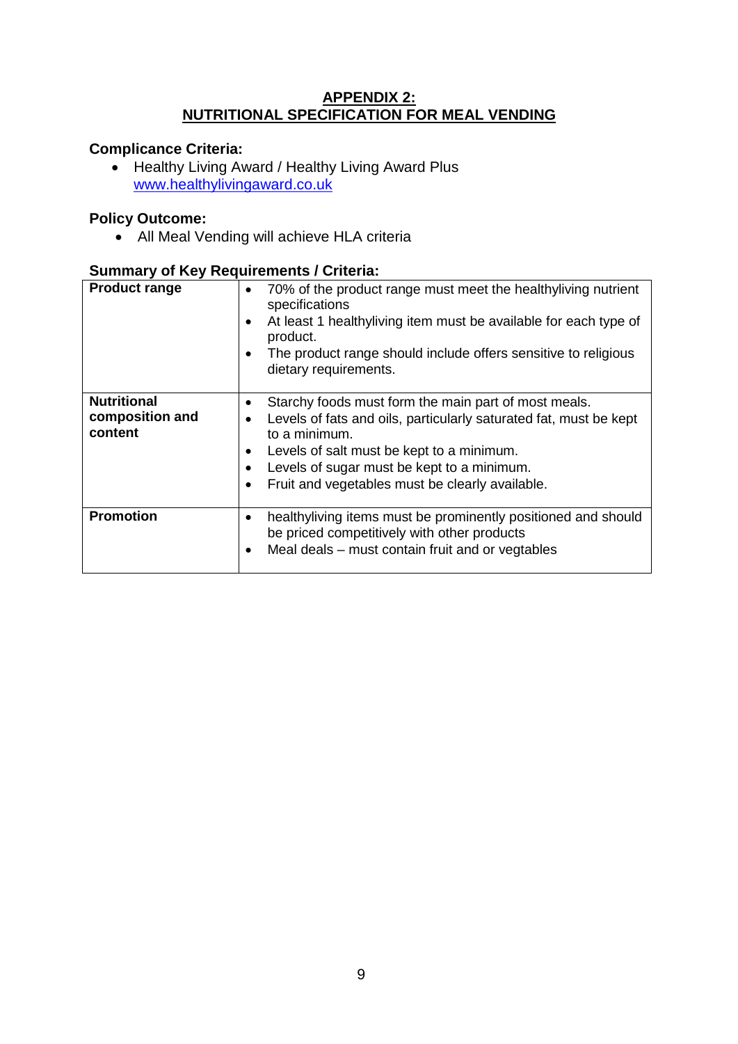## APPENDIX 2:
## NUTRITIONAL SPECIFICATION FOR MEAL VENDING

**Complicance Criteria:**

- Healthy Living Award / Healthy Living Award Plus [www.healthylivingaward.co.uk](http://www.healthylivingaward.co.uk)

**Policy Outcome:**

- All Meal Vending will achieve HLA criteria

**Summary of Key Requirements / Criteria:**

| | |
|---|---|
| **Product range** | • 70% of the product range must meet the healthyliving nutrient specifications<br>• At least 1 healthyliving item must be available for each type of product.<br>• The product range should include offers sensitive to religious dietary requirements. |
| **Nutritional composition and content** | • Starchy foods must form the main part of most meals.<br>• Levels of fats and oils, particularly saturated fat, must be kept to a minimum.<br>• Levels of salt must be kept to a minimum.<br>• Levels of sugar must be kept to a minimum.<br>• Fruit and vegetables must be clearly available. |
| **Promotion** | • healthyliving items must be prominently positioned and should be priced competitively with other products<br>• Meal deals – must contain fruit and or vegtables |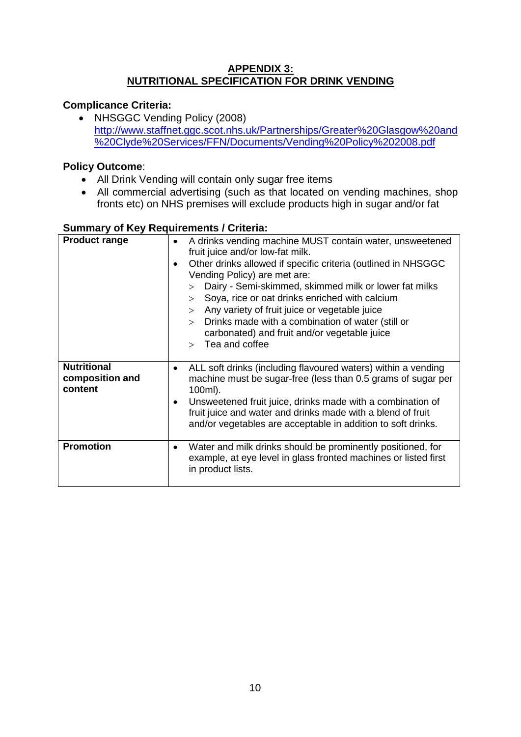## APPENDIX 3:
## NUTRITIONAL SPECIFICATION FOR DRINK VENDING

**Complicance Criteria:**

- NHSGGC Vending Policy (2008) http://www.staffnet.ggc.scot.nhs.uk/Partnerships/Greater%20Glasgow%20and%20Clyde%20Services/FFN/Documents/Vending%20Policy%202008.pdf

**Policy Outcome**:

- All Drink Vending will contain only sugar free items
- All commercial advertising (such as that located on vending machines, shop fronts etc) on NHS premises will exclude products high in sugar and/or fat

**Summary of Key Requirements / Criteria:**

| **Product range** | • A drinks vending machine MUST contain water, unsweetened fruit juice and/or low-fat milk.<br>• Other drinks allowed if specific criteria (outlined in NHSGGC Vending Policy) are met are:<br>> Dairy - Semi-skimmed, skimmed milk or lower fat milks<br>> Soya, rice or oat drinks enriched with calcium<br>> Any variety of fruit juice or vegetable juice<br>> Drinks made with a combination of water (still or carbonated) and fruit and/or vegetable juice<br>> Tea and coffee |
|---|---|
| **Nutritional composition and content** | • ALL soft drinks (including flavoured waters) within a vending machine must be sugar-free (less than 0.5 grams of sugar per 100ml).<br>• Unsweetened fruit juice, drinks made with a combination of fruit juice and water and drinks made with a blend of fruit and/or vegetables are acceptable in addition to soft drinks. |
| **Promotion** | • Water and milk drinks should be prominently positioned, for example, at eye level in glass fronted machines or listed first in product lists. |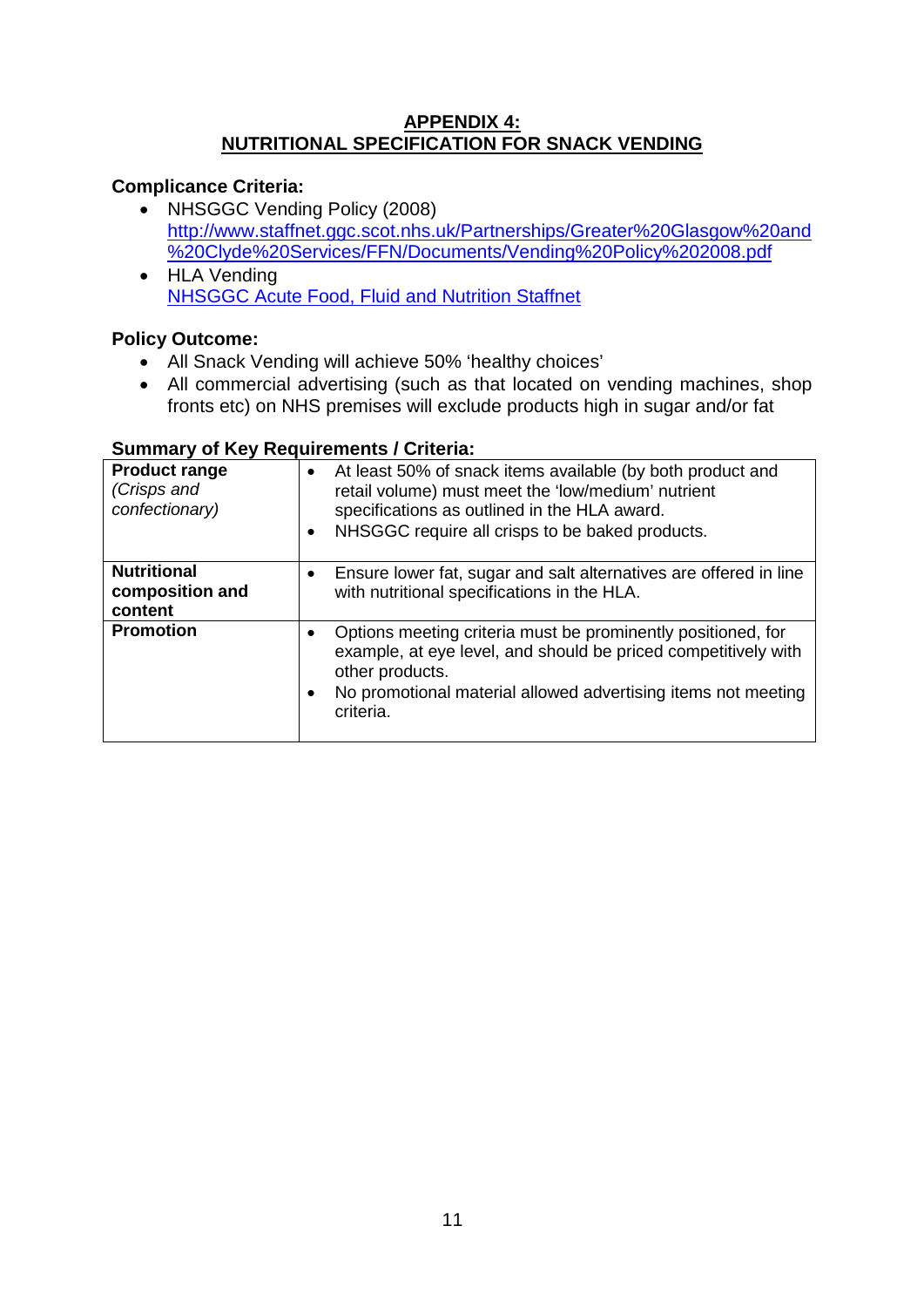# APPENDIX 4: NUTRITIONAL SPECIFICATION FOR SNACK VENDING

**Complicance Criteria:**

- NHSGGC Vending Policy (2008)
  [http://www.staffnet.ggc.scot.nhs.uk/Partnerships/Greater%20Glasgow%20and%20Clyde%20Services/FFN/Documents/Vending%20Policy%202008.pdf](http://www.staffnet.ggc.scot.nhs.uk/Partnerships/Greater%20Glasgow%20and%20Clyde%20Services/FFN/Documents/Vending%20Policy%202008.pdf)
- HLA Vending
  NHSGGC Acute Food, Fluid and Nutrition Staffnet

**Policy Outcome:**

- All Snack Vending will achieve 50% 'healthy choices'
- All commercial advertising (such as that located on vending machines, shop fronts etc) on NHS premises will exclude products high in sugar and/or fat

**Summary of Key Requirements / Criteria:**

| | |
|---|---|
| **Product range** *(Crisps and confectionary)* | • At least 50% of snack items available (by both product and retail volume) must meet the 'low/medium' nutrient specifications as outlined in the HLA award.<br>• NHSGGC require all crisps to be baked products. |
| **Nutritional composition and content** | • Ensure lower fat, sugar and salt alternatives are offered in line with nutritional specifications in the HLA. |
| **Promotion** | • Options meeting criteria must be prominently positioned, for example, at eye level, and should be priced competitively with other products.<br>• No promotional material allowed advertising items not meeting criteria. |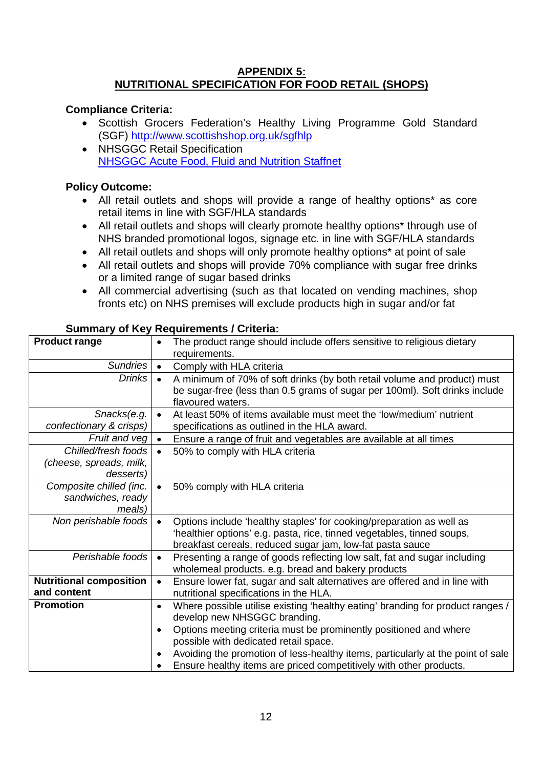## APPENDIX 5: NUTRITIONAL SPECIFICATION FOR FOOD RETAIL (SHOPS)

**Compliance Criteria:**

- Scottish Grocers Federation's Healthy Living Programme Gold Standard (SGF) [http://www.scottishshop.org.uk/sgfhlp](http://www.scottishshop.org.uk/sgfhlp)
- NHSGGC Retail Specification
  NHSGGC Acute Food, Fluid and Nutrition Staffnet

**Policy Outcome:**

- All retail outlets and shops will provide a range of healthy options* as core retail items in line with SGF/HLA standards
- All retail outlets and shops will clearly promote healthy options* through use of NHS branded promotional logos, signage etc. in line with SGF/HLA standards
- All retail outlets and shops will only promote healthy options* at point of sale
- All retail outlets and shops will provide 70% compliance with sugar free drinks or a limited range of sugar based drinks
- All commercial advertising (such as that located on vending machines, shop fronts etc) on NHS premises will exclude products high in sugar and/or fat

**Summary of Key Requirements / Criteria:**

| | |
|---|---|
| **Product range** | • The product range should include offers sensitive to religious dietary requirements. |
| *Sundries* | • Comply with HLA criteria |
| *Drinks* | • A minimum of 70% of soft drinks (by both retail volume and product) must be sugar-free (less than 0.5 grams of sugar per 100ml). Soft drinks include flavoured waters. |
| *Snacks(e.g. confectionary & crisps)* | • At least 50% of items available must meet the 'low/medium' nutrient specifications as outlined in the HLA award. |
| *Fruit and veg* | • Ensure a range of fruit and vegetables are available at all times |
| *Chilled/fresh foods (cheese, spreads, milk, desserts)* | • 50% to comply with HLA criteria |
| *Composite chilled (inc. sandwiches, ready meals)* | • 50% comply with HLA criteria |
| *Non perishable foods* | • Options include 'healthy staples' for cooking/preparation as well as 'healthier options' e.g. pasta, rice, tinned vegetables, tinned soups, breakfast cereals, reduced sugar jam, low-fat pasta sauce |
| *Perishable foods* | • Presenting a range of goods reflecting low salt, fat and sugar including wholemeal products. e.g. bread and bakery products |
| **Nutritional composition and content** | • Ensure lower fat, sugar and salt alternatives are offered and in line with nutritional specifications in the HLA. |
| **Promotion** | • Where possible utilise existing 'healthy eating' branding for product ranges / develop new NHSGGC branding.<br>• Options meeting criteria must be prominently positioned and where possible with dedicated retail space.<br>• Avoiding the promotion of less-healthy items, particularly at the point of sale<br>• Ensure healthy items are priced competitively with other products. |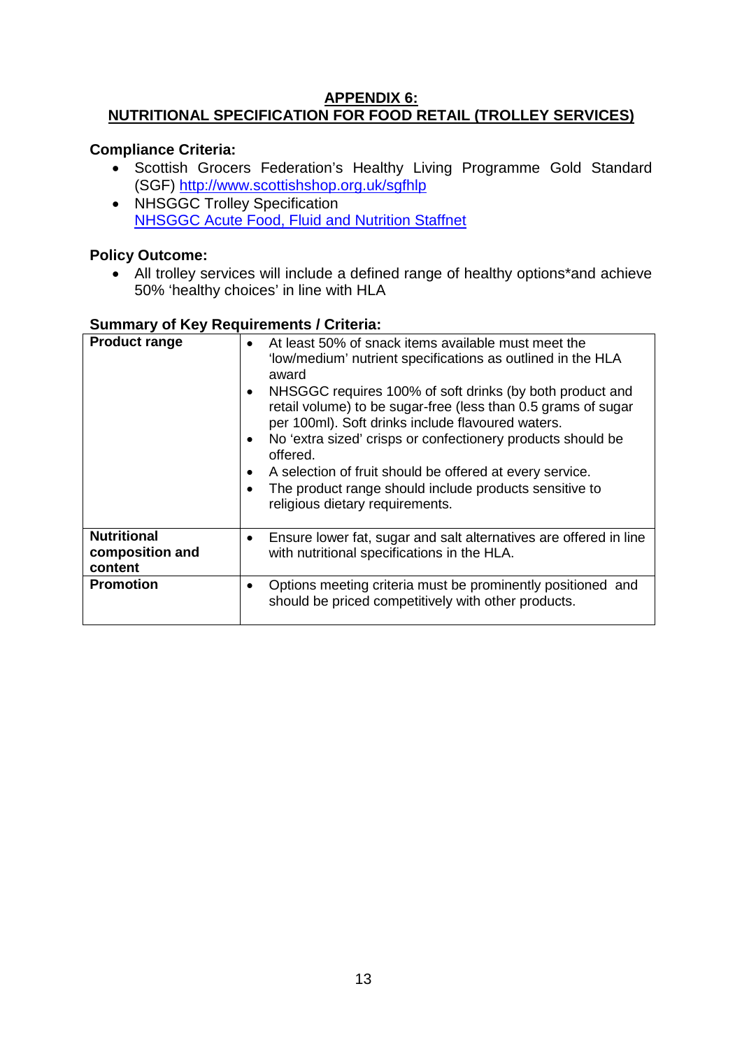## APPENDIX 6:
## NUTRITIONAL SPECIFICATION FOR FOOD RETAIL (TROLLEY SERVICES)

**Compliance Criteria:**

- Scottish Grocers Federation's Healthy Living Programme Gold Standard (SGF) [http://www.scottishshop.org.uk/sgfhlp](http://www.scottishshop.org.uk/sgfhlp)
- NHSGGC Trolley Specification
  NHSGGC Acute Food, Fluid and Nutrition Staffnet

**Policy Outcome:**

- All trolley services will include a defined range of healthy options*and achieve 50% 'healthy choices' in line with HLA

**Summary of Key Requirements / Criteria:**

| | |
|---|---|
| **Product range** | • At least 50% of snack items available must meet the 'low/medium' nutrient specifications as outlined in the HLA award<br>• NHSGGC requires 100% of soft drinks (by both product and retail volume) to be sugar-free (less than 0.5 grams of sugar per 100ml). Soft drinks include flavoured waters.<br>• No 'extra sized' crisps or confectionery products should be offered.<br>• A selection of fruit should be offered at every service.<br>• The product range should include products sensitive to religious dietary requirements. |
| **Nutritional composition and content** | • Ensure lower fat, sugar and salt alternatives are offered in line with nutritional specifications in the HLA. |
| **Promotion** | • Options meeting criteria must be prominently positioned and should be priced competitively with other products. |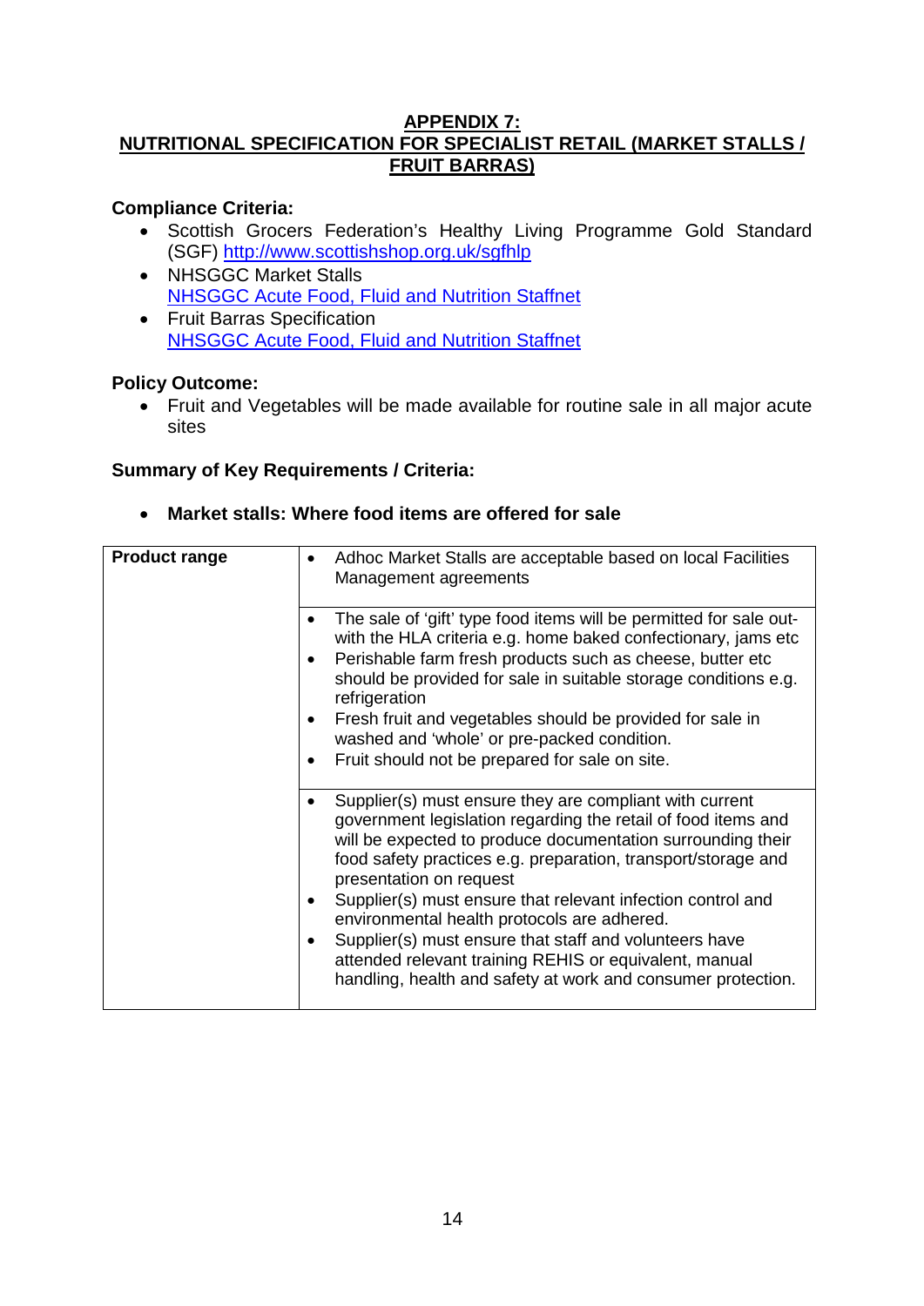## APPENDIX 7:
## NUTRITIONAL SPECIFICATION FOR SPECIALIST RETAIL (MARKET STALLS / FRUIT BARRAS)

**Compliance Criteria:**

- Scottish Grocers Federation's Healthy Living Programme Gold Standard (SGF) http://www.scottishshop.org.uk/sgfhlp
- NHSGGC Market Stalls
  NHSGGC Acute Food, Fluid and Nutrition Staffnet
- Fruit Barras Specification
  NHSGGC Acute Food, Fluid and Nutrition Staffnet

**Policy Outcome:**

- Fruit and Vegetables will be made available for routine sale in all major acute sites

**Summary of Key Requirements / Criteria:**

- **Market stalls: Where food items are offered for sale**

| Product range | • Adhoc Market Stalls are acceptable based on local Facilities Management agreements |
|---|---|
| | • The sale of 'gift' type food items will be permitted for sale out-with the HLA criteria e.g. home baked confectionary, jams etc<br>• Perishable farm fresh products such as cheese, butter etc should be provided for sale in suitable storage conditions e.g. refrigeration<br>• Fresh fruit and vegetables should be provided for sale in washed and 'whole' or pre-packed condition.<br>• Fruit should not be prepared for sale on site. |
| | • Supplier(s) must ensure they are compliant with current government legislation regarding the retail of food items and will be expected to produce documentation surrounding their food safety practices e.g. preparation, transport/storage and presentation on request<br>• Supplier(s) must ensure that relevant infection control and environmental health protocols are adhered.<br>• Supplier(s) must ensure that staff and volunteers have attended relevant training REHIS or equivalent, manual handling, health and safety at work and consumer protection. |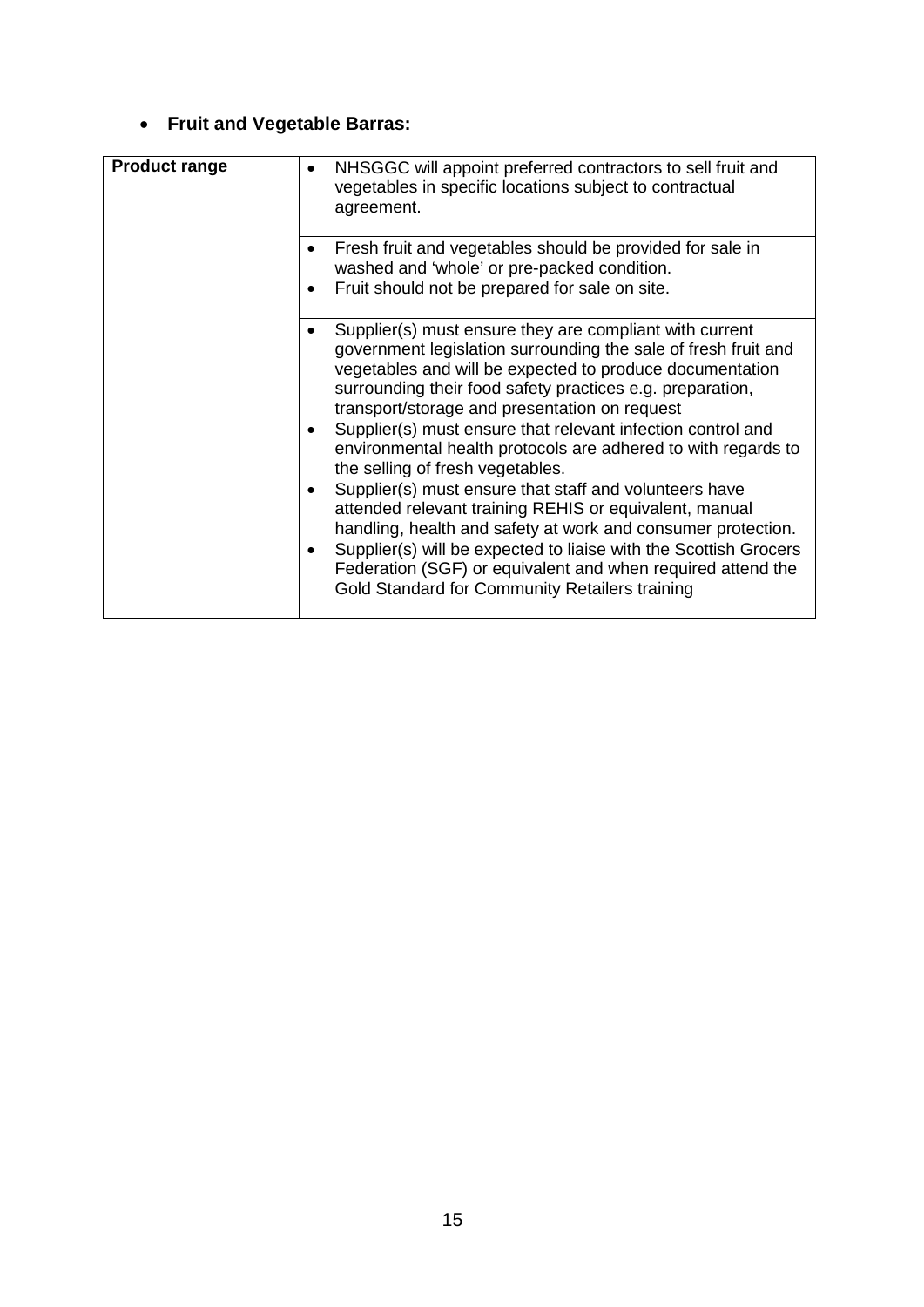- **Fruit and Vegetable Barras:**

| **Product range** | <ul><li>NHSGGC will appoint preferred contractors to sell fruit and vegetables in specific locations subject to contractual agreement.</li></ul> |
|---|---|
| | <ul><li>Fresh fruit and vegetables should be provided for sale in washed and 'whole' or pre-packed condition.</li><li>Fruit should not be prepared for sale on site.</li></ul> |
| | <ul><li>Supplier(s) must ensure they are compliant with current government legislation surrounding the sale of fresh fruit and vegetables and will be expected to produce documentation surrounding their food safety practices e.g. preparation, transport/storage and presentation on request</li><li>Supplier(s) must ensure that relevant infection control and environmental health protocols are adhered to with regards to the selling of fresh vegetables.</li><li>Supplier(s) must ensure that staff and volunteers have attended relevant training REHIS or equivalent, manual handling, health and safety at work and consumer protection.</li><li>Supplier(s) will be expected to liaise with the Scottish Grocers Federation (SGF) or equivalent and when required attend the Gold Standard for Community Retailers training</li></ul> |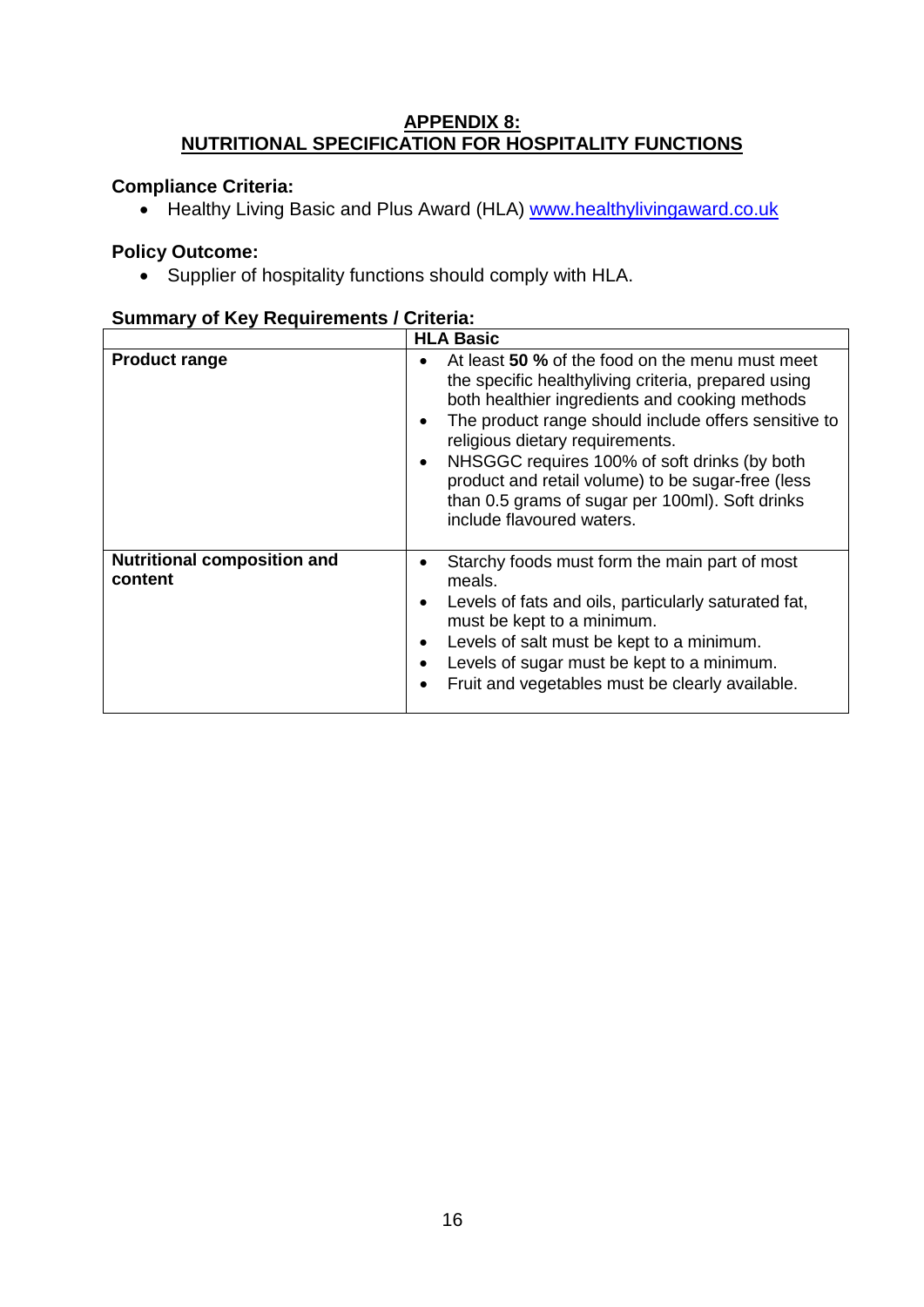## APPENDIX 8:
## NUTRITIONAL SPECIFICATION FOR HOSPITALITY FUNCTIONS

**Compliance Criteria:**

- Healthy Living Basic and Plus Award (HLA) www.healthylivingaward.co.uk

**Policy Outcome:**

- Supplier of hospitality functions should comply with HLA.

**Summary of Key Requirements / Criteria:**

| | **HLA Basic** |
|---|---|
| **Product range** | • At least **50 %** of the food on the menu must meet the specific healthyliving criteria, prepared using both healthier ingredients and cooking methods<br>• The product range should include offers sensitive to religious dietary requirements.<br>• NHSGGC requires 100% of soft drinks (by both product and retail volume) to be sugar-free (less than 0.5 grams of sugar per 100ml). Soft drinks include flavoured waters. |
| **Nutritional composition and content** | • Starchy foods must form the main part of most meals.<br>• Levels of fats and oils, particularly saturated fat, must be kept to a minimum.<br>• Levels of salt must be kept to a minimum.<br>• Levels of sugar must be kept to a minimum.<br>• Fruit and vegetables must be clearly available. |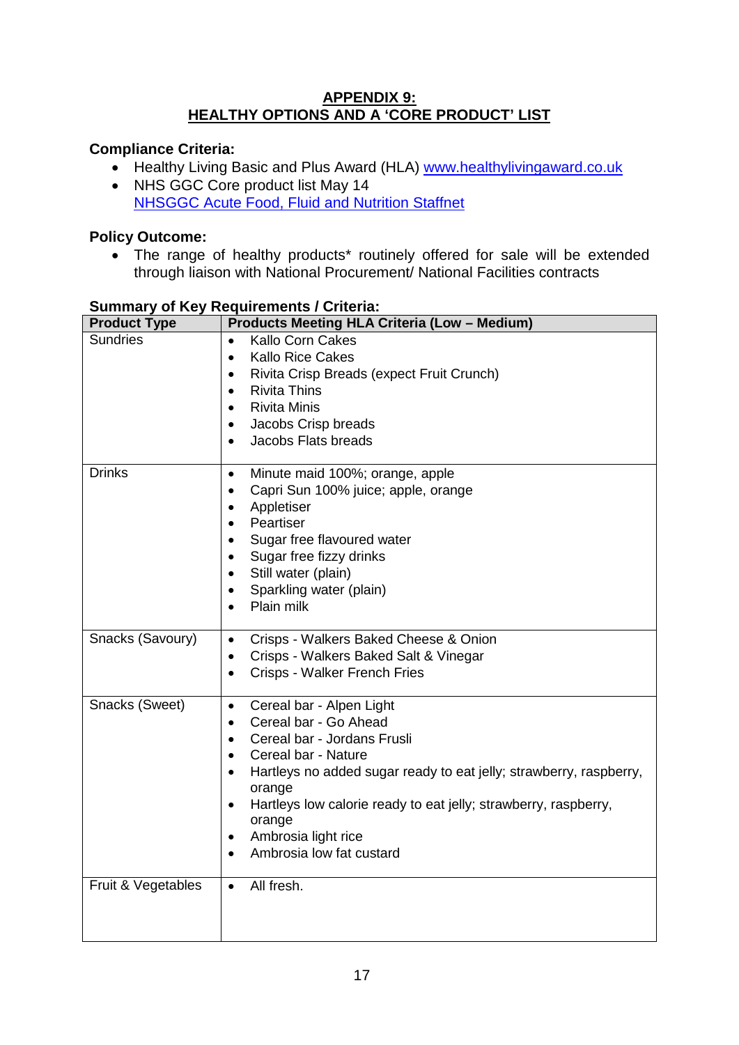## APPENDIX 9:
## HEALTHY OPTIONS AND A 'CORE PRODUCT' LIST

**Compliance Criteria:**

- Healthy Living Basic and Plus Award (HLA) [www.healthylivingaward.co.uk](www.healthylivingaward.co.uk)
- NHS GGC Core product list May 14
  NHSGGC Acute Food, Fluid and Nutrition Staffnet

**Policy Outcome:**

- The range of healthy products* routinely offered for sale will be extended through liaison with National Procurement/ National Facilities contracts

**Summary of Key Requirements / Criteria:**

| Product Type | Products Meeting HLA Criteria (Low – Medium) |
|---|---|
| Sundries | • Kallo Corn Cakes<br>• Kallo Rice Cakes<br>• Rivita Crisp Breads (expect Fruit Crunch)<br>• Rivita Thins<br>• Rivita Minis<br>• Jacobs Crisp breads<br>• Jacobs Flats breads |
| Drinks | • Minute maid 100%; orange, apple<br>• Capri Sun 100% juice; apple, orange<br>• Appletiser<br>• Peartiser<br>• Sugar free flavoured water<br>• Sugar free fizzy drinks<br>• Still water (plain)<br>• Sparkling water (plain)<br>• Plain milk |
| Snacks (Savoury) | • Crisps - Walkers Baked Cheese & Onion<br>• Crisps - Walkers Baked Salt & Vinegar<br>• Crisps - Walker French Fries |
| Snacks (Sweet) | • Cereal bar - Alpen Light<br>• Cereal bar - Go Ahead<br>• Cereal bar - Jordans Frusli<br>• Cereal bar - Nature<br>• Hartleys no added sugar ready to eat jelly; strawberry, raspberry, orange<br>• Hartleys low calorie ready to eat jelly; strawberry, raspberry, orange<br>• Ambrosia light rice<br>• Ambrosia low fat custard |
| Fruit & Vegetables | • All fresh. |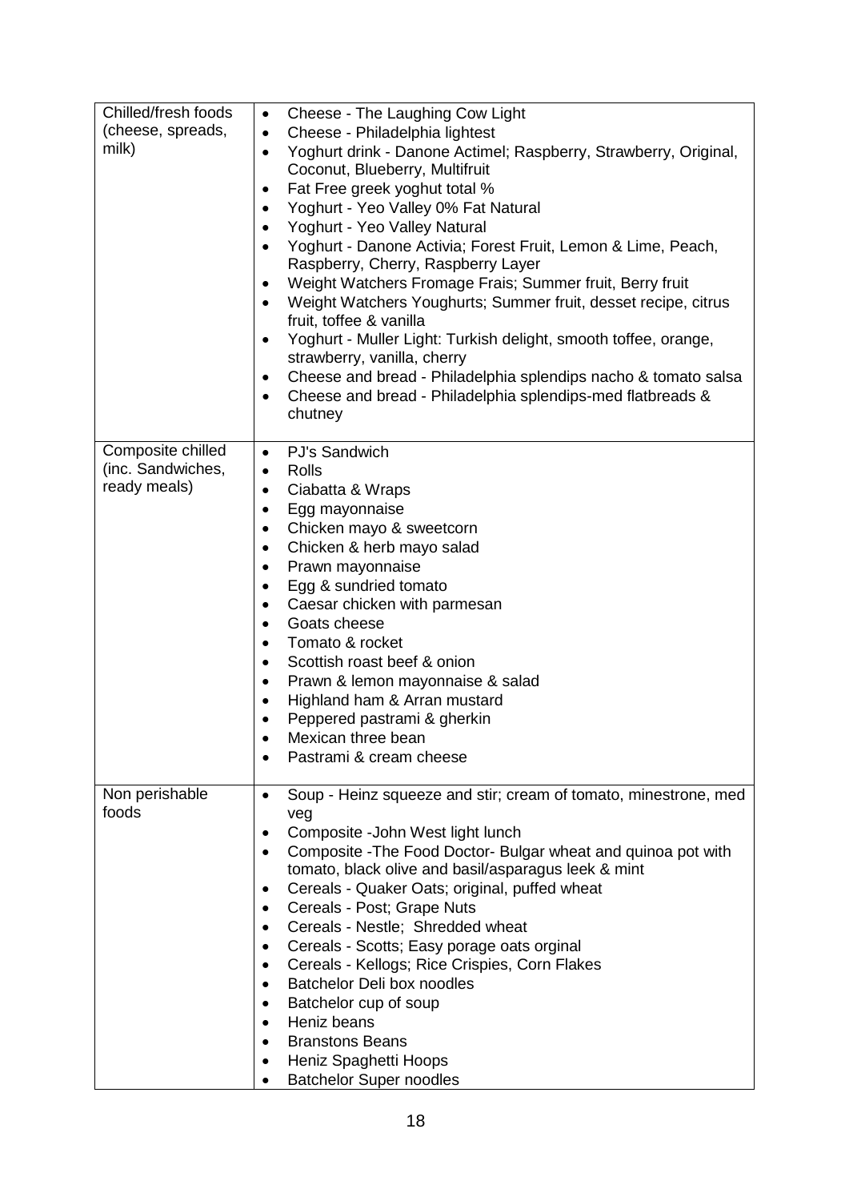| | |
|---|---|
| Chilled/fresh foods (cheese, spreads, milk) | • Cheese - The Laughing Cow Light<br>• Cheese - Philadelphia lightest<br>• Yoghurt drink - Danone Actimel; Raspberry, Strawberry, Original, Coconut, Blueberry, Multifruit<br>• Fat Free greek yoghut total %<br>• Yoghurt - Yeo Valley 0% Fat Natural<br>• Yoghurt - Yeo Valley Natural<br>• Yoghurt - Danone Activia; Forest Fruit, Lemon & Lime, Peach, Raspberry, Cherry, Raspberry Layer<br>• Weight Watchers Fromage Frais; Summer fruit, Berry fruit<br>• Weight Watchers Youghurts; Summer fruit, desset recipe, citrus fruit, toffee & vanilla<br>• Yoghurt - Muller Light: Turkish delight, smooth toffee, orange, strawberry, vanilla, cherry<br>• Cheese and bread - Philadelphia splendips nacho & tomato salsa<br>• Cheese and bread - Philadelphia splendips-med flatbreads & chutney |
| Composite chilled (inc. Sandwiches, ready meals) | • PJ's Sandwich<br>• Rolls<br>• Ciabatta & Wraps<br>• Egg mayonnaise<br>• Chicken mayo & sweetcorn<br>• Chicken & herb mayo salad<br>• Prawn mayonnaise<br>• Egg & sundried tomato<br>• Caesar chicken with parmesan<br>• Goats cheese<br>• Tomato & rocket<br>• Scottish roast beef & onion<br>• Prawn & lemon mayonnaise & salad<br>• Highland ham & Arran mustard<br>• Peppered pastrami & gherkin<br>• Mexican three bean<br>• Pastrami & cream cheese |
| Non perishable foods | • Soup - Heinz squeeze and stir; cream of tomato, minestrone, med veg<br>• Composite -John West light lunch<br>• Composite -The Food Doctor- Bulgar wheat and quinoa pot with tomato, black olive and basil/asparagus leek & mint<br>• Cereals - Quaker Oats; original, puffed wheat<br>• Cereals - Post; Grape Nuts<br>• Cereals - Nestle; Shredded wheat<br>• Cereals - Scotts; Easy porage oats orginal<br>• Cereals - Kellogs; Rice Crispies, Corn Flakes<br>• Batchelor Deli box noodles<br>• Batchelor cup of soup<br>• Heniz beans<br>• Branstons Beans<br>• Heniz Spaghetti Hoops<br>• Batchelor Super noodles |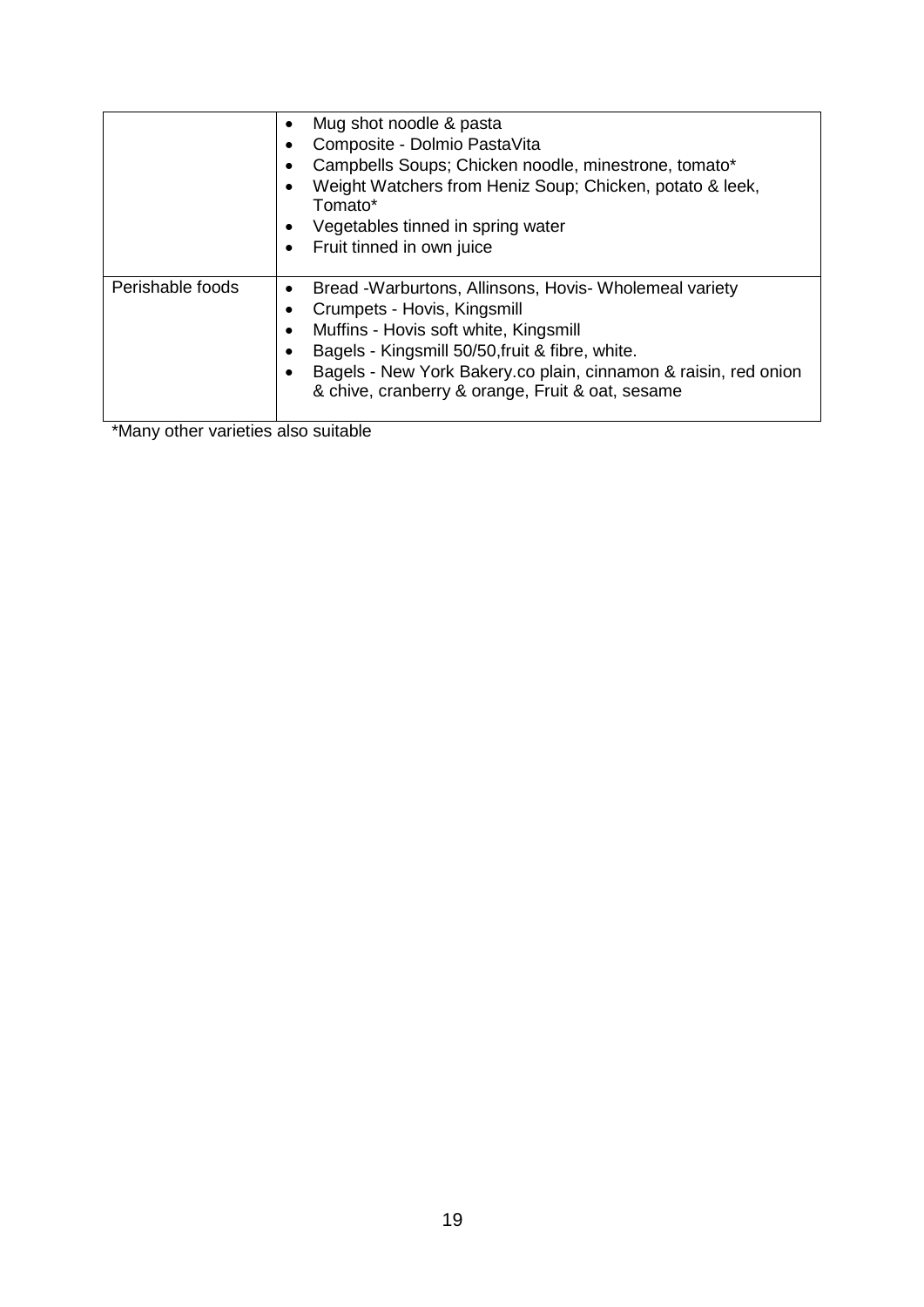| | |
|---|---|
| | • Mug shot noodle & pasta<br>• Composite - Dolmio PastaVita<br>• Campbells Soups; Chicken noodle, minestrone, tomato*<br>• Weight Watchers from Heniz Soup; Chicken, potato & leek, Tomato*<br>• Vegetables tinned in spring water<br>• Fruit tinned in own juice |
| Perishable foods | • Bread -Warburtons, Allinsons, Hovis- Wholemeal variety<br>• Crumpets - Hovis, Kingsmill<br>• Muffins - Hovis soft white, Kingsmill<br>• Bagels - Kingsmill 50/50,fruit & fibre, white.<br>• Bagels - New York Bakery.co plain, cinnamon & raisin, red onion & chive, cranberry & orange, Fruit & oat, sesame |

*Many other varieties also suitable